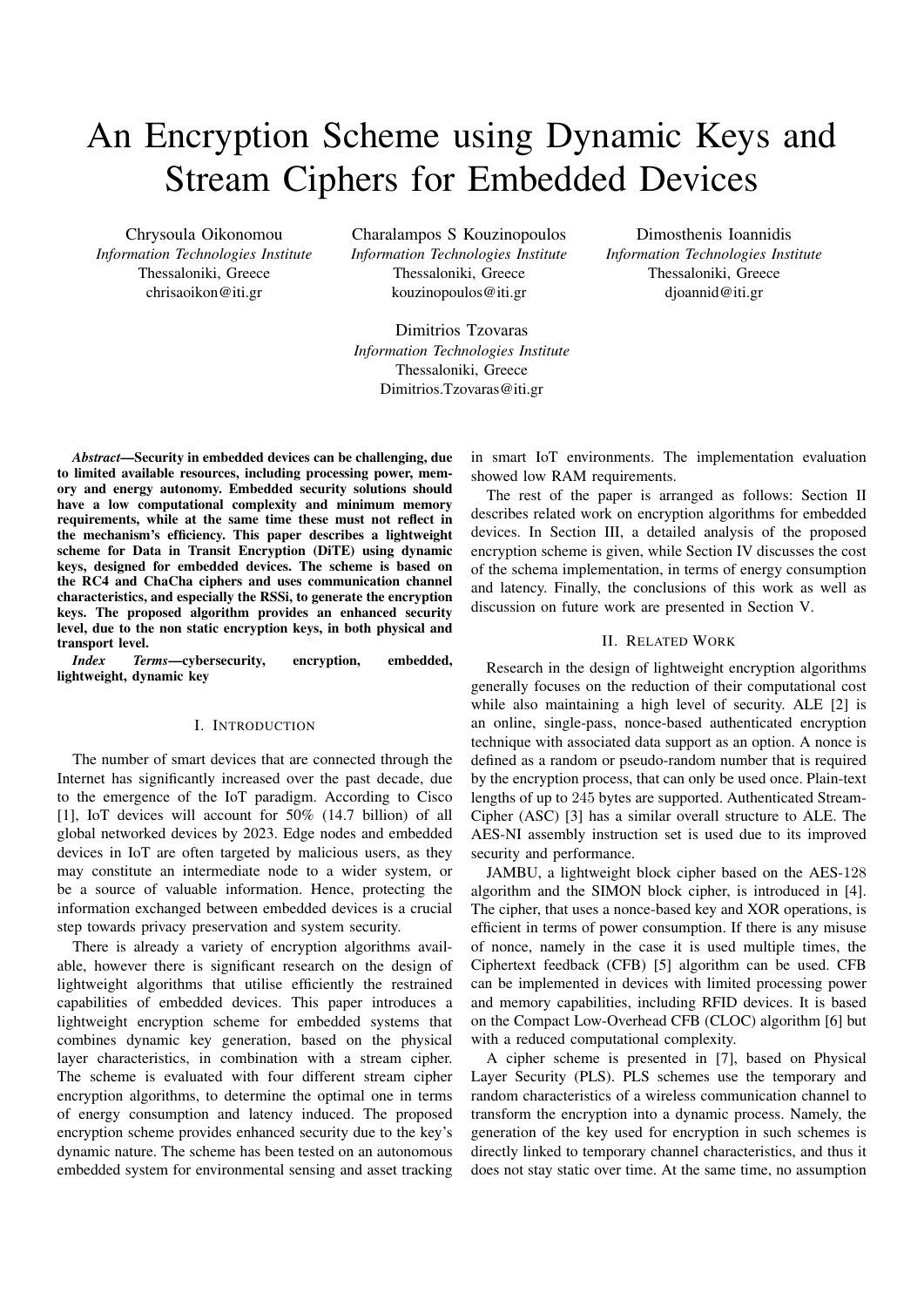# An Encryption Scheme using Dynamic Keys and Stream Ciphers for Embedded Devices

Chrysoula Oikonomou
*Information Technologies Institute*
Thessaloniki, Greece
chrisaoikon@iti.gr

Charalampos S Kouzinopoulos
*Information Technologies Institute*
Thessaloniki, Greece
kouzinopoulos@iti.gr

Dimosthenis Ioannidis
*Information Technologies Institute*
Thessaloniki, Greece
djoannid@iti.gr

Dimitrios Tzovaras
*Information Technologies Institute*
Thessaloniki, Greece
Dimitrios.Tzovaras@iti.gr

***Abstract*—Security in embedded devices can be challenging, due to limited available resources, including processing power, memory and energy autonomy. Embedded security solutions should have a low computational complexity and minimum memory requirements, while at the same time these must not reflect in the mechanism's efficiency. This paper describes a lightweight scheme for Data in Transit Encryption (DiTE) using dynamic keys, designed for embedded devices. The scheme is based on the RC4 and ChaCha ciphers and uses communication channel characteristics, and especially the RSSi, to generate the encryption keys. The proposed algorithm provides an enhanced security level, due to the non static encryption keys, in both physical and transport level.**

***Index Terms*—cybersecurity, encryption, embedded, lightweight, dynamic key**

## I. Introduction

The number of smart devices that are connected through the Internet has significantly increased over the past decade, due to the emergence of the IoT paradigm. According to Cisco [1], IoT devices will account for 50% (14.7 billion) of all global networked devices by 2023. Edge nodes and embedded devices in IoT are often targeted by malicious users, as they may constitute an intermediate node to a wider system, or be a source of valuable information. Hence, protecting the information exchanged between embedded devices is a crucial step towards privacy preservation and system security.

There is already a variety of encryption algorithms available, however there is significant research on the design of lightweight algorithms that utilise efficiently the restrained capabilities of embedded devices. This paper introduces a lightweight encryption scheme for embedded systems that combines dynamic key generation, based on the physical layer characteristics, in combination with a stream cipher. The scheme is evaluated with four different stream cipher encryption algorithms, to determine the optimal one in terms of energy consumption and latency induced. The proposed encryption scheme provides enhanced security due to the key's dynamic nature. The scheme has been tested on an autonomous embedded system for environmental sensing and asset tracking in smart IoT environments. The implementation evaluation showed low RAM requirements.

The rest of the paper is arranged as follows: Section II describes related work on encryption algorithms for embedded devices. In Section III, a detailed analysis of the proposed encryption scheme is given, while Section IV discusses the cost of the schema implementation, in terms of energy consumption and latency. Finally, the conclusions of this work as well as discussion on future work are presented in Section V.

## II. Related Work

Research in the design of lightweight encryption algorithms generally focuses on the reduction of their computational cost while also maintaining a high level of security. ALE [2] is an online, single-pass, nonce-based authenticated encryption technique with associated data support as an option. A nonce is defined as a random or pseudo-random number that is required by the encryption process, that can only be used once. Plain-text lengths of up to 245 bytes are supported. Authenticated Stream-Cipher (ASC) [3] has a similar overall structure to ALE. The AES-NI assembly instruction set is used due to its improved security and performance.

JAMBU, a lightweight block cipher based on the AES-128 algorithm and the SIMON block cipher, is introduced in [4]. The cipher, that uses a nonce-based key and XOR operations, is efficient in terms of power consumption. If there is any misuse of nonce, namely in the case it is used multiple times, the Ciphertext feedback (CFB) [5] algorithm can be used. CFB can be implemented in devices with limited processing power and memory capabilities, including RFID devices. It is based on the Compact Low-Overhead CFB (CLOC) algorithm [6] but with a reduced computational complexity.

A cipher scheme is presented in [7], based on Physical Layer Security (PLS). PLS schemes use the temporary and random characteristics of a wireless communication channel to transform the encryption into a dynamic process. Namely, the generation of the key used for encryption in such schemes is directly linked to temporary channel characteristics, and thus it does not stay static over time. At the same time, no assumption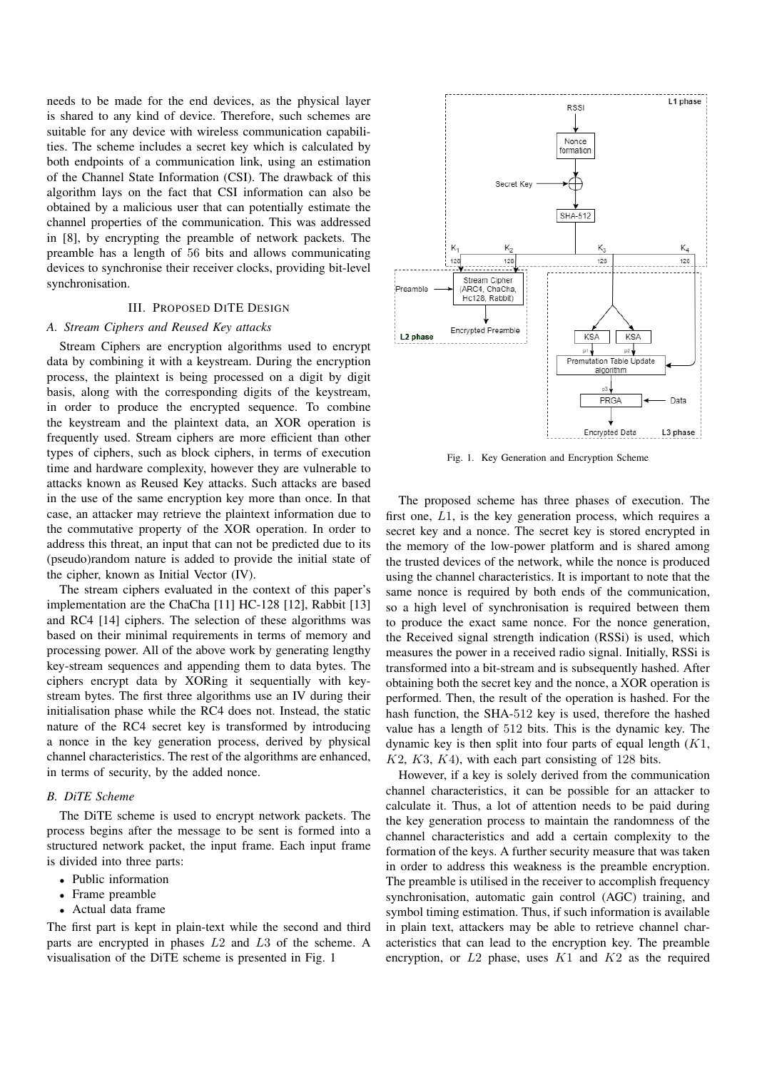needs to be made for the end devices, as the physical layer is shared to any kind of device. Therefore, such schemes are suitable for any device with wireless communication capabilities. The scheme includes a secret key which is calculated by both endpoints of a communication link, using an estimation of the Channel State Information (CSI). The drawback of this algorithm lays on the fact that CSI information can also be obtained by a malicious user that can potentially estimate the channel properties of the communication. This was addressed in [8], by encrypting the preamble of network packets. The preamble has a length of 56 bits and allows communicating devices to synchronise their receiver clocks, providing bit-level synchronisation.

## III. Proposed DiTE Design

### A. Stream Ciphers and Reused Key attacks

Stream Ciphers are encryption algorithms used to encrypt data by combining it with a keystream. During the encryption process, the plaintext is being processed on a digit by digit basis, along with the corresponding digits of the keystream, in order to produce the encrypted sequence. To combine the keystream and the plaintext data, an XOR operation is frequently used. Stream ciphers are more efficient than other types of ciphers, such as block ciphers, in terms of execution time and hardware complexity, however they are vulnerable to attacks known as Reused Key attacks. Such attacks are based in the use of the same encryption key more than once. In that case, an attacker may retrieve the plaintext information due to the commutative property of the XOR operation. In order to address this threat, an input that can not be predicted due to its (pseudo)random nature is added to provide the initial state of the cipher, known as Initial Vector (IV).

The stream ciphers evaluated in the context of this paper's implementation are the ChaCha [11] HC-128 [12], Rabbit [13] and RC4 [14] ciphers. The selection of these algorithms was based on their minimal requirements in terms of memory and processing power. All of the above work by generating lengthy key-stream sequences and appending them to data bytes. The ciphers encrypt data by XORing it sequentially with key-stream bytes. The first three algorithms use an IV during their initialisation phase while the RC4 does not. Instead, the static nature of the RC4 secret key is transformed by introducing a nonce in the key generation process, derived by physical channel characteristics. The rest of the algorithms are enhanced, in terms of security, by the added nonce.

### B. DiTE Scheme

The DiTE scheme is used to encrypt network packets. The process begins after the message to be sent is formed into a structured network packet, the input frame. Each input frame is divided into three parts:

- Public information
- Frame preamble
- Actual data frame

The first part is kept in plain-text while the second and third parts are encrypted in phases $L2$ and $L3$ of the scheme. A visualisation of the DiTE scheme is presented in Fig. 1

Fig. 1. Key Generation and Encryption Scheme

The proposed scheme has three phases of execution. The first one, $L1$, is the key generation process, which requires a secret key and a nonce. The secret key is stored encrypted in the memory of the low-power platform and is shared among the trusted devices of the network, while the nonce is produced using the channel characteristics. It is important to note that the same nonce is required by both ends of the communication, so a high level of synchronisation is required between them to produce the exact same nonce. For the nonce generation, the Received signal strength indication (RSSi) is used, which measures the power in a received radio signal. Initially, RSSi is transformed into a bit-stream and is subsequently hashed. After obtaining both the secret key and the nonce, a XOR operation is performed. Then, the result of the operation is hashed. For the hash function, the SHA-512 key is used, therefore the hashed value has a length of 512 bits. This is the dynamic key. The dynamic key is then split into four parts of equal length ($K1$, $K2$, $K3$, $K4$), with each part consisting of 128 bits.

However, if a key is solely derived from the communication channel characteristics, it can be possible for an attacker to calculate it. Thus, a lot of attention needs to be paid during the key generation process to maintain the randomness of the channel characteristics and add a certain complexity to the formation of the keys. A further security measure that was taken in order to address this weakness is the preamble encryption. The preamble is utilised in the receiver to accomplish frequency synchronisation, automatic gain control (AGC) training, and symbol timing estimation. Thus, if such information is available in plain text, attackers may be able to retrieve channel characteristics that can lead to the encryption key. The preamble encryption, or $L2$ phase, uses $K1$ and $K2$ as the required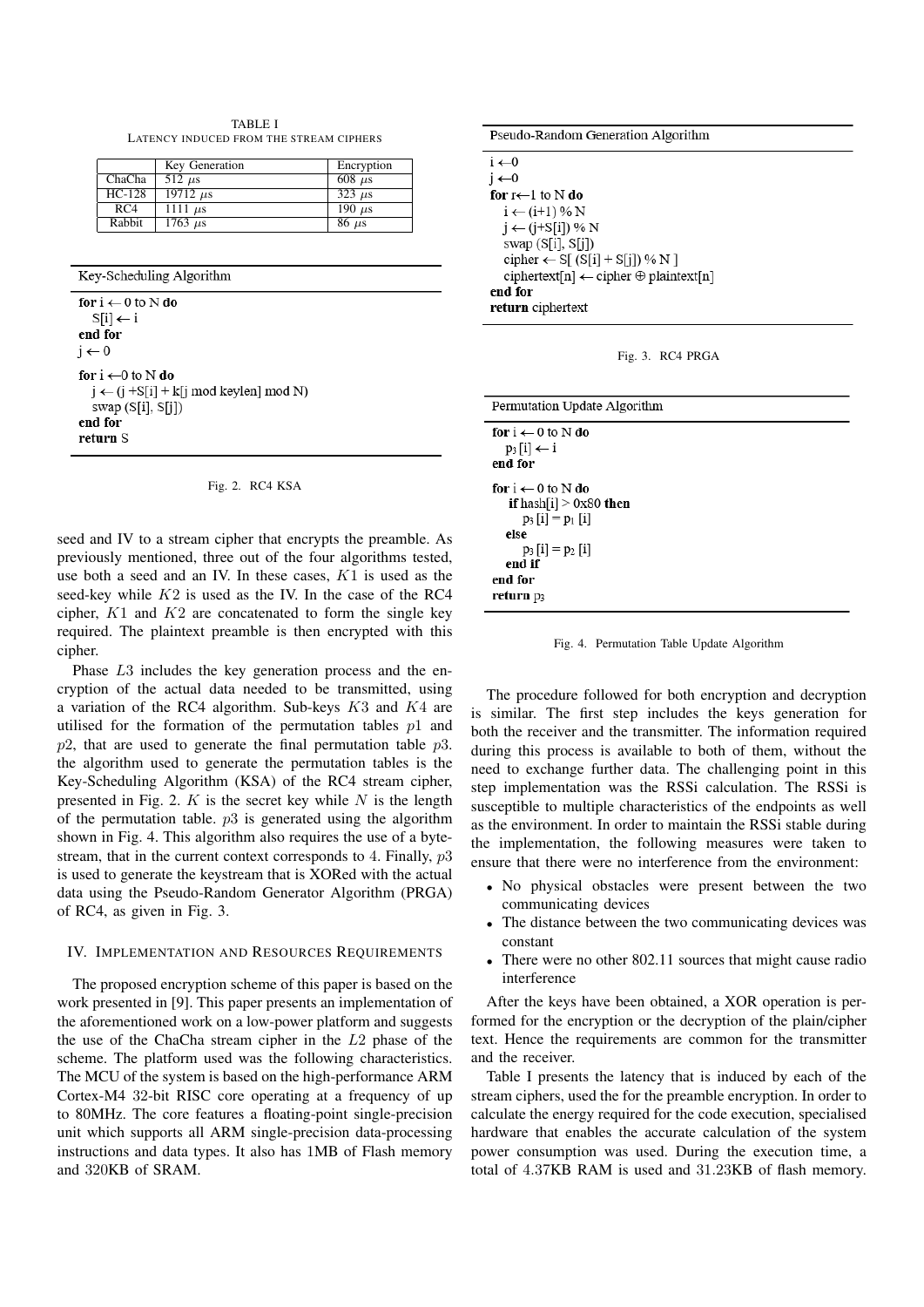TABLE I
LATENCY INDUCED FROM THE STREAM CIPHERS

| | Key Generation | Encryption |
| --- | --- | --- |
| ChaCha | 512 $\mu$s | 608 $\mu$s |
| HC-128 | 19712 $\mu$s | 323 $\mu$s |
| RC4 | 1111 $\mu$s | 190 $\mu$s |
| Rabbit | 1763 $\mu$s | 86 $\mu$s |

```
Key-Scheduling Algorithm

for i ← 0 to N do
   S[i] ← i
end for
j ← 0
for i ←0 to N do
   j ← (j +S[i] + k[j mod keylen] mod N)
   swap (S[i], S[j])
end for
return S
```

Fig. 2. RC4 KSA

seed and IV to a stream cipher that encrypts the preamble. As previously mentioned, three out of the four algorithms tested, use both a seed and an IV. In these cases, $K1$ is used as the seed-key while $K2$ is used as the IV. In the case of the RC4 cipher, $K1$ and $K2$ are concatenated to form the single key required. The plaintext preamble is then encrypted with this cipher.

Phase $L3$ includes the key generation process and the encryption of the actual data needed to be transmitted, using a variation of the RC4 algorithm. Sub-keys $K3$ and $K4$ are utilised for the formation of the permutation tables $p1$ and $p2$, that are used to generate the final permutation table $p3$. the algorithm used to generate the permutation tables is the Key-Scheduling Algorithm (KSA) of the RC4 stream cipher, presented in Fig. 2. $K$ is the secret key while $N$ is the length of the permutation table. $p3$ is generated using the algorithm shown in Fig. 4. This algorithm also requires the use of a byte-stream, that in the current context corresponds to 4. Finally, $p3$ is used to generate the keystream that is XORed with the actual data using the Pseudo-Random Generator Algorithm (PRGA) of RC4, as given in Fig. 3.

## IV. Implementation and Resources Requirements

The proposed encryption scheme of this paper is based on the work presented in [9]. This paper presents an implementation of the aforementioned work on a low-power platform and suggests the use of the ChaCha stream cipher in the $L2$ phase of the scheme. The platform used was the following characteristics. The MCU of the system is based on the high-performance ARM Cortex-M4 32-bit RISC core operating at a frequency of up to 80MHz. The core features a floating-point single-precision unit which supports all ARM single-precision data-processing instructions and data types. It also has 1MB of Flash memory and 320KB of SRAM.

```
Pseudo-Random Generation Algorithm

i ←0
j ←0
for r←1 to N do
   i ← (i+1) % N
   j ← (j+S[i]) % N
   swap (S[i], S[j])
   cipher ← S[ (S[i] + S[j]) % N ]
   ciphertext[n] ← cipher ⊕ plaintext[n]
end for
return ciphertext
```

Fig. 3. RC4 PRGA

```
Permutation Update Algorithm

for i ← 0 to N do
   p3 [i] ← i
end for
for i ← 0 to N do
   if hash[i] > 0x80 then
      p3 [i] = p1 [i]
   else
      p3 [i] = p2 [i]
   end if
end for
return p3
```

Fig. 4. Permutation Table Update Algorithm

The procedure followed for both encryption and decryption is similar. The first step includes the keys generation for both the receiver and the transmitter. The information required during this process is available to both of them, without the need to exchange further data. The challenging point in this step implementation was the RSSi calculation. The RSSi is susceptible to multiple characteristics of the endpoints as well as the environment. In order to maintain the RSSi stable during the implementation, the following measures were taken to ensure that there were no interference from the environment:

- No physical obstacles were present between the two communicating devices
- The distance between the two communicating devices was constant
- There were no other 802.11 sources that might cause radio interference

After the keys have been obtained, a XOR operation is performed for the encryption or the decryption of the plain/cipher text. Hence the requirements are common for the transmitter and the receiver.

Table I presents the latency that is induced by each of the stream ciphers, used the for the preamble encryption. In order to calculate the energy required for the code execution, specialised hardware that enables the accurate calculation of the system power consumption was used. During the execution time, a total of 4.37KB RAM is used and 31.23KB of flash memory.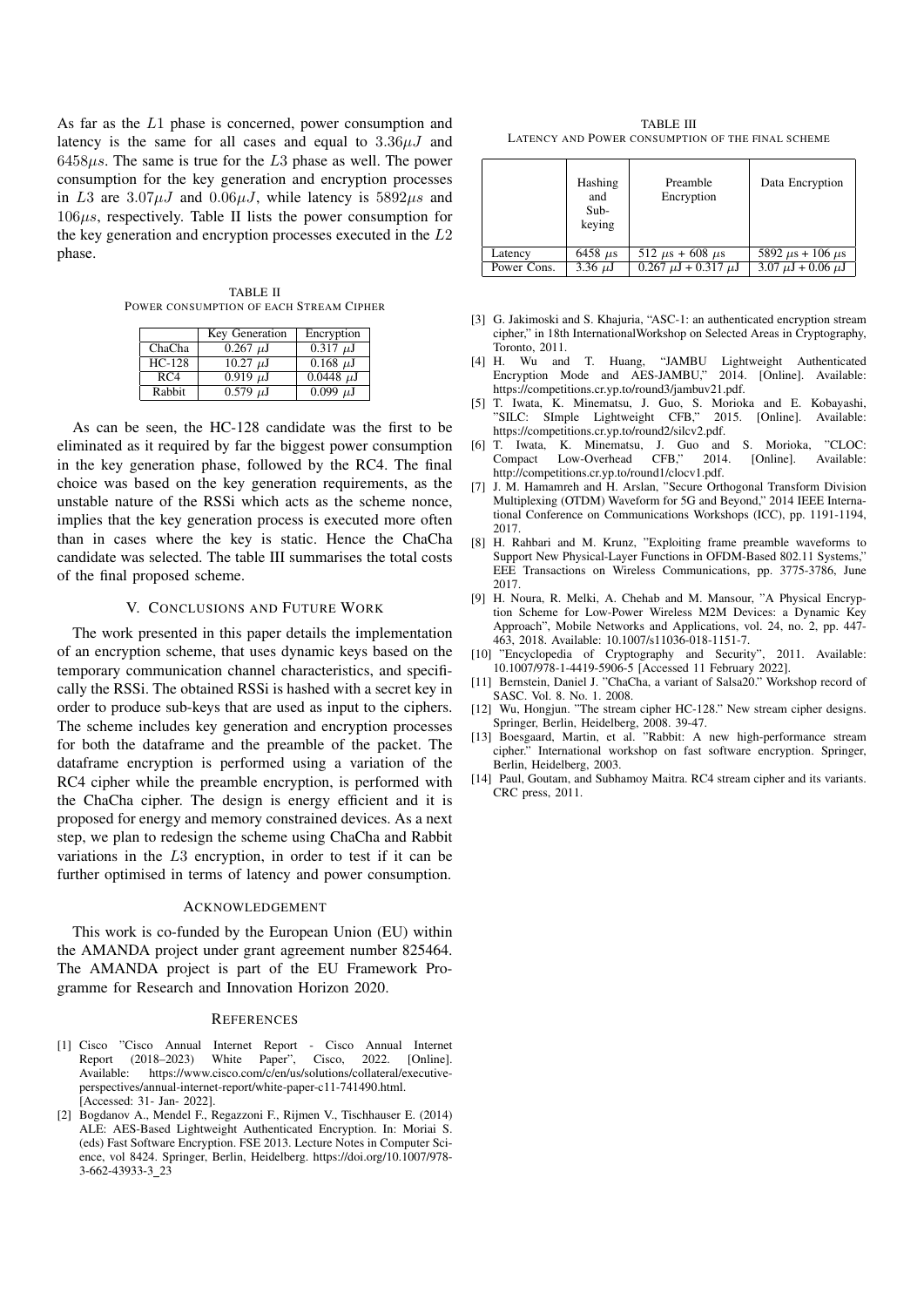As far as the $L1$ phase is concerned, power consumption and latency is the same for all cases and equal to $3.36\mu J$ and $6458\mu s$. The same is true for the $L3$ phase as well. The power consumption for the key generation and encryption processes in $L3$ are $3.07\mu J$ and $0.06\mu J$, while latency is $5892\mu s$ and $106\mu s$, respectively. Table II lists the power consumption for the key generation and encryption processes executed in the $L2$ phase.

TABLE II
POWER CONSUMPTION OF EACH STREAM CIPHER

| | Key Generation | Encryption |
|---|---|---|
| ChaCha | 0.267 $\mu$J | 0.317 $\mu$J |
| HC-128 | 10.27 $\mu$J | 0.168 $\mu$J |
| RC4 | 0.919 $\mu$J | 0.0448 $\mu$J |
| Rabbit | 0.579 $\mu$J | 0.099 $\mu$J |

As can be seen, the HC-128 candidate was the first to be eliminated as it required by far the biggest power consumption in the key generation phase, followed by the RC4. The final choice was based on the key generation requirements, as the unstable nature of the RSSi which acts as the scheme nonce, implies that the key generation process is executed more often than in cases where the key is static. Hence the ChaCha candidate was selected. The table III summarises the total costs of the final proposed scheme.

## V. CONCLUSIONS AND FUTURE WORK

The work presented in this paper details the implementation of an encryption scheme, that uses dynamic keys based on the temporary communication channel characteristics, and specifically the RSSi. The obtained RSSi is hashed with a secret key in order to produce sub-keys that are used as input to the ciphers. The scheme includes key generation and encryption processes for both the dataframe and the preamble of the packet. The dataframe encryption is performed using a variation of the RC4 cipher while the preamble encryption, is performed with the ChaCha cipher. The design is energy efficient and it is proposed for energy and memory constrained devices. As a next step, we plan to redesign the scheme using ChaCha and Rabbit variations in the $L3$ encryption, in order to test if it can be further optimised in terms of latency and power consumption.

## ACKNOWLEDGEMENT

This work is co-funded by the European Union (EU) within the AMANDA project under grant agreement number 825464. The AMANDA project is part of the EU Framework Programme for Research and Innovation Horizon 2020.

TABLE III
LATENCY AND POWER CONSUMPTION OF THE FINAL SCHEME

| | Hashing and Sub-keying | Preamble Encryption | Data Encryption |
|---|---|---|---|
| Latency | 6458 $\mu$s | 512 $\mu$s + 608 $\mu$s | 5892 $\mu$s + 106 $\mu$s |
| Power Cons. | 3.36 $\mu$J | 0.267 $\mu$J + 0.317 $\mu$J | 3.07 $\mu$J + 0.06 $\mu$J |

## REFERENCES

[1] Cisco "Cisco Annual Internet Report - Cisco Annual Internet Report (2018–2023) White Paper", Cisco, 2022. [Online]. Available: https://www.cisco.com/c/en/us/solutions/collateral/executive-perspectives/annual-internet-report/white-paper-c11-741490.html. [Accessed: 31- Jan- 2022].

[2] Bogdanov A., Mendel F., Regazzoni F., Rijmen V., Tischhauser E. (2014) ALE: AES-Based Lightweight Authenticated Encryption. In: Moriai S. (eds) Fast Software Encryption. FSE 2013. Lecture Notes in Computer Science, vol 8424. Springer, Berlin, Heidelberg. https://doi.org/10.1007/978-3-662-43933-3_23

[3] G. Jakimoski and S. Khajuria, "ASC-1: an authenticated encryption stream cipher," in 18th InternationalWorkshop on Selected Areas in Cryptography, Toronto, 2011.

[4] H. Wu and T. Huang, "JAMBU Lightweight Authenticated Encryption Mode and AES-JAMBU," 2014. [Online]. Available: https://competitions.cr.yp.to/round3/jambuv21.pdf.

[5] T. Iwata, K. Minematsu, J. Guo, S. Morioka and E. Kobayashi, "SILC: SImple Lightweight CFB," 2015. [Online]. Available: https://competitions.cr.yp.to/round2/silcv2.pdf.

[6] T. Iwata, K. Minematsu, J. Guo and S. Morioka, "CLOC: Compact Low-Overhead CFB," 2014. [Online]. Available: http://competitions.cr.yp.to/round1/clocv1.pdf.

[7] J. M. Hamamreh and H. Arslan, "Secure Orthogonal Transform Division Multiplexing (OTDM) Waveform for 5G and Beyond," 2014 IEEE International Conference on Communications Workshops (ICC), pp. 1191-1194, 2017.

[8] H. Rahbari and M. Krunz, "Exploiting frame preamble waveforms to Support New Physical-Layer Functions in OFDM-Based 802.11 Systems," EEE Transactions on Wireless Communications, pp. 3775-3786, June 2017.

[9] H. Noura, R. Melki, A. Chehab and M. Mansour, "A Physical Encryption Scheme for Low-Power Wireless M2M Devices: a Dynamic Key Approach", Mobile Networks and Applications, vol. 24, no. 2, pp. 447-463, 2018. Available: 10.1007/s11036-018-1151-7.

[10] "Encyclopedia of Cryptography and Security", 2011. Available: 10.1007/978-1-4419-5906-5 [Accessed 11 February 2022].

[11] Bernstein, Daniel J. "ChaCha, a variant of Salsa20." Workshop record of SASC. Vol. 8. No. 1. 2008.

[12] Wu, Hongjun. "The stream cipher HC-128." New stream cipher designs. Springer, Berlin, Heidelberg, 2008. 39-47.

[13] Boesgaard, Martin, et al. "Rabbit: A new high-performance stream cipher." International workshop on fast software encryption. Springer, Berlin, Heidelberg, 2003.

[14] Paul, Goutam, and Subhamoy Maitra. RC4 stream cipher and its variants. CRC press, 2011.